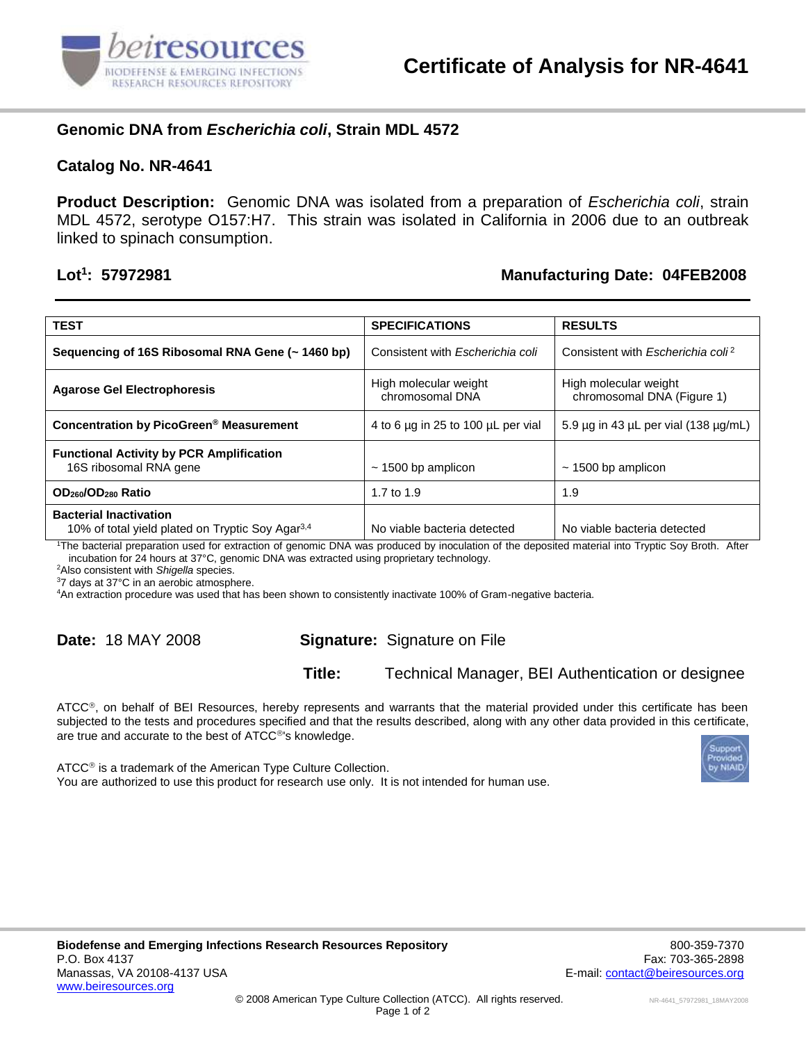# Certificate of Analysis for NR-4641

## Genomic DNA from *Escherichia coli*, Strain MDL 4572

### Catalog No. NR-4641

**Product Description:** Genomic DNA was isolated from a preparation of *Escherichia coli*, strain MDL 4572, serotype O157:H7. This strain was isolated in California in 2006 due to an outbreak linked to spinach consumption.

**Lot[1]: 57972981** **Manufacturing Date: 04FEB2008**

| TEST | SPECIFICATIONS | RESULTS |
|---|---|---|
| **Sequencing of 16S Ribosomal RNA Gene (~ 1460 bp)** | Consistent with *Escherichia coli* | Consistent with *Escherichia coli*[2] |
| **Agarose Gel Electrophoresis** | High molecular weight chromosomal DNA | High molecular weight chromosomal DNA (Figure 1) |
| **Concentration by PicoGreen® Measurement** | 4 to 6 µg in 25 to 100 µL per vial | 5.9 µg in 43 µL per vial (138 µg/mL) |
| **Functional Activity by PCR Amplification** 16S ribosomal RNA gene | ~ 1500 bp amplicon | ~ 1500 bp amplicon |
| **$OD_{260}/OD_{280}$ Ratio** | 1.7 to 1.9 | 1.9 |
| **Bacterial Inactivation** 10% of total yield plated on Tryptic Soy Agar[3,4] | No viable bacteria detected | No viable bacteria detected |

[1]The bacterial preparation used for extraction of genomic DNA was produced by inoculation of the deposited material into Tryptic Soy Broth. After incubation for 24 hours at 37°C, genomic DNA was extracted using proprietary technology.
[2]Also consistent with *Shigella* species.
[3]7 days at 37°C in an aerobic atmosphere.
[4]An extraction procedure was used that has been shown to consistently inactivate 100% of Gram-negative bacteria.

**Date:** 18 MAY 2008

**Signature:** Signature on File

**Title:** Technical Manager, BEI Authentication or designee

ATCC®, on behalf of BEI Resources, hereby represents and warrants that the material provided under this certificate has been subjected to the tests and procedures specified and that the results described, along with any other data provided in this certificate, are true and accurate to the best of ATCC®'s knowledge.

ATCC® is a trademark of the American Type Culture Collection.
You are authorized to use this product for research use only. It is not intended for human use.

**Biodefense and Emerging Infections Research Resources Repository**
P.O. Box 4137
Manassas, VA 20108-4137 USA
www.beiresources.org

800-359-7370
Fax: 703-365-2898
E-mail: contact@beiresources.org

© 2008 American Type Culture Collection (ATCC). All rights reserved.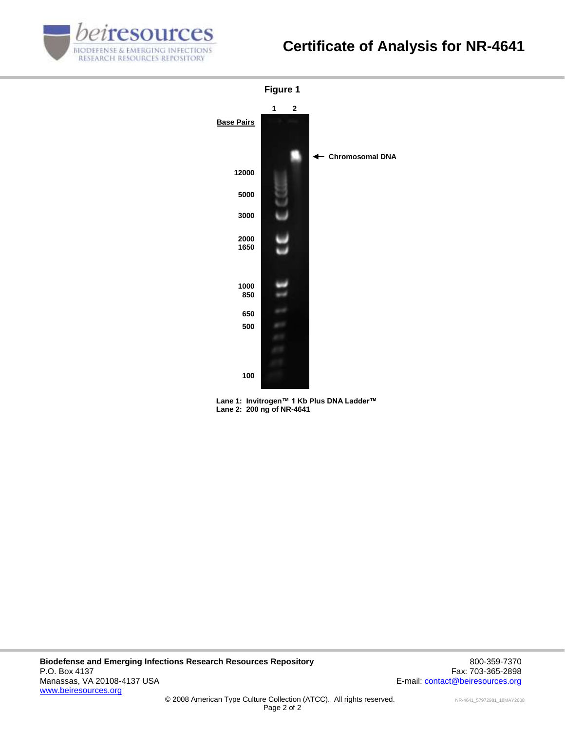# Certificate of Analysis for NR-4641

**Figure 1**

1 2

**Base Pairs**

12000

5000

3000

2000

1650

1000

850

650

500

100

← **Chromosomal DNA**

**Lane 1: Invitrogen™ 1 Kb Plus DNA Ladder™**
**Lane 2: 200 ng of NR-4641**

---

**Biodefense and Emerging Infections Research Resources Repository**
P.O. Box 4137
Manassas, VA 20108-4137 USA
www.beiresources.org

800-359-7370
Fax: 703-365-2898
E-mail: contact@beiresources.org

© 2008 American Type Culture Collection (ATCC). All rights reserved.

NR-4641_57972981_18MAY2008